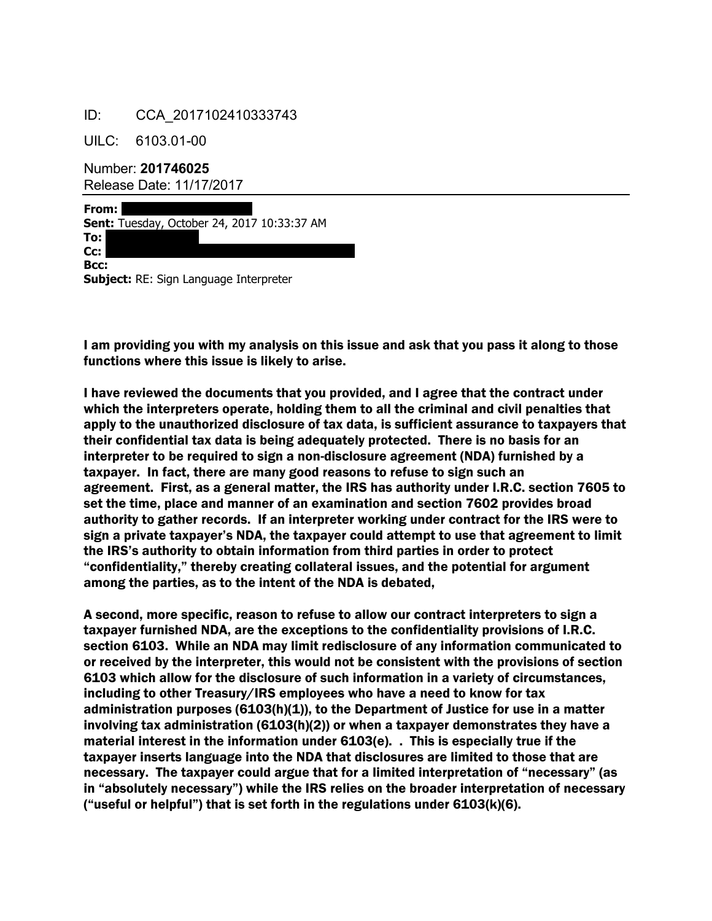ID: CCA_2017102410333743

UILC: 6103.01-00

Number: **201746025**
Release Date: 11/17/2017

**From:**
**Sent:** Tuesday, October 24, 2017 10:33:37 AM
**To:**
**Cc:**
**Bcc:**
**Subject:** RE: Sign Language Interpreter

**I am providing you with my analysis on this issue and ask that you pass it along to those functions where this issue is likely to arise.**

**I have reviewed the documents that you provided, and I agree that the contract under which the interpreters operate, holding them to all the criminal and civil penalties that apply to the unauthorized disclosure of tax data, is sufficient assurance to taxpayers that their confidential tax data is being adequately protected. There is no basis for an interpreter to be required to sign a non-disclosure agreement (NDA) furnished by a taxpayer. In fact, there are many good reasons to refuse to sign such an agreement. First, as a general matter, the IRS has authority under I.R.C. section 7605 to set the time, place and manner of an examination and section 7602 provides broad authority to gather records. If an interpreter working under contract for the IRS were to sign a private taxpayer's NDA, the taxpayer could attempt to use that agreement to limit the IRS's authority to obtain information from third parties in order to protect "confidentiality," thereby creating collateral issues, and the potential for argument among the parties, as to the intent of the NDA is debated,**

**A second, more specific, reason to refuse to allow our contract interpreters to sign a taxpayer furnished NDA, are the exceptions to the confidentiality provisions of I.R.C. section 6103. While an NDA may limit redisclosure of any information communicated to or received by the interpreter, this would not be consistent with the provisions of section 6103 which allow for the disclosure of such information in a variety of circumstances, including to other Treasury/IRS employees who have a need to know for tax administration purposes (6103(h)(1)), to the Department of Justice for use in a matter involving tax administration (6103(h)(2)) or when a taxpayer demonstrates they have a material interest in the information under 6103(e). . This is especially true if the taxpayer inserts language into the NDA that disclosures are limited to those that are necessary. The taxpayer could argue that for a limited interpretation of "necessary" (as in "absolutely necessary") while the IRS relies on the broader interpretation of necessary ("useful or helpful") that is set forth in the regulations under 6103(k)(6).**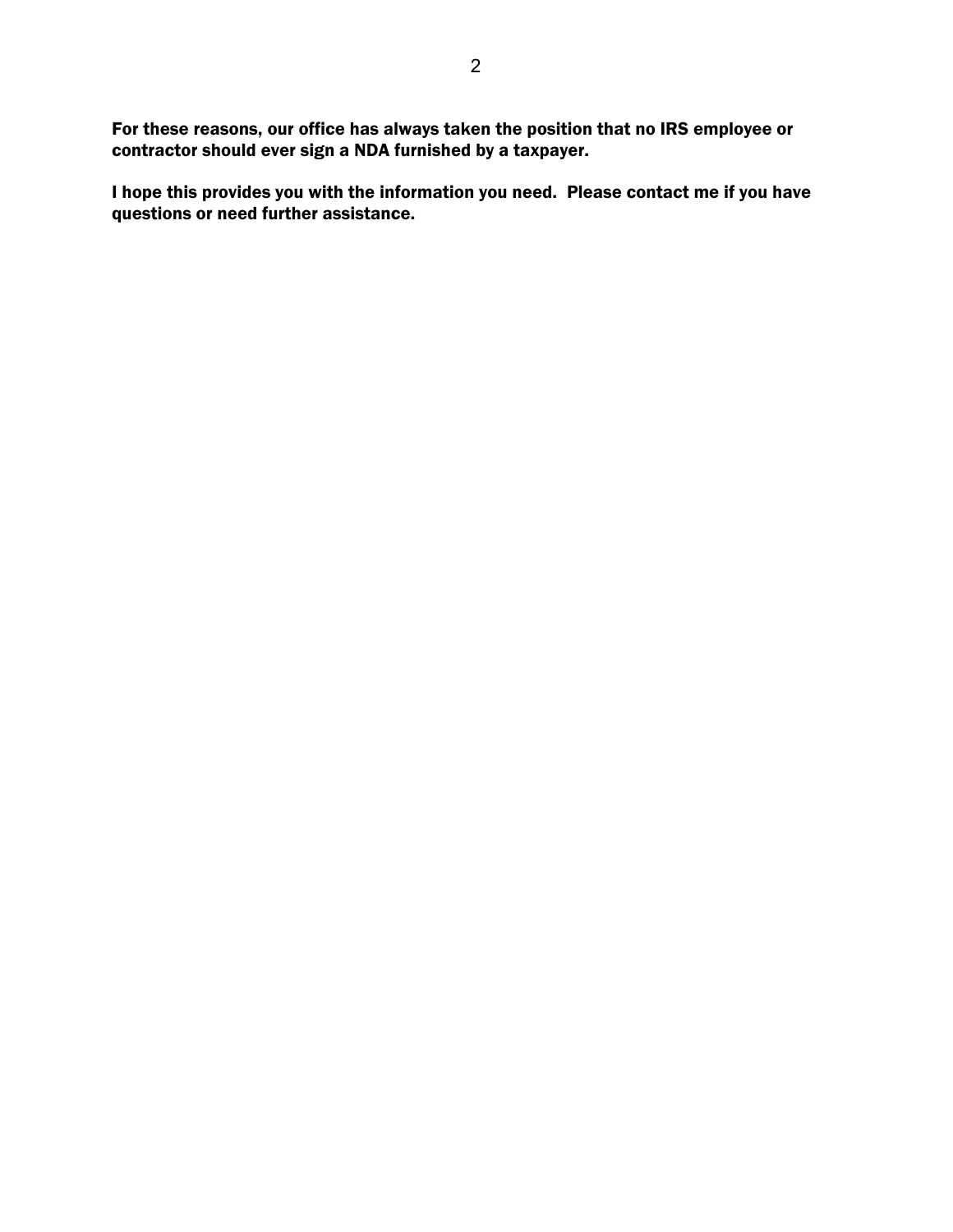**For these reasons, our office has always taken the position that no IRS employee or contractor should ever sign a NDA furnished by a taxpayer.**

**I hope this provides you with the information you need. Please contact me if you have questions or need further assistance.**